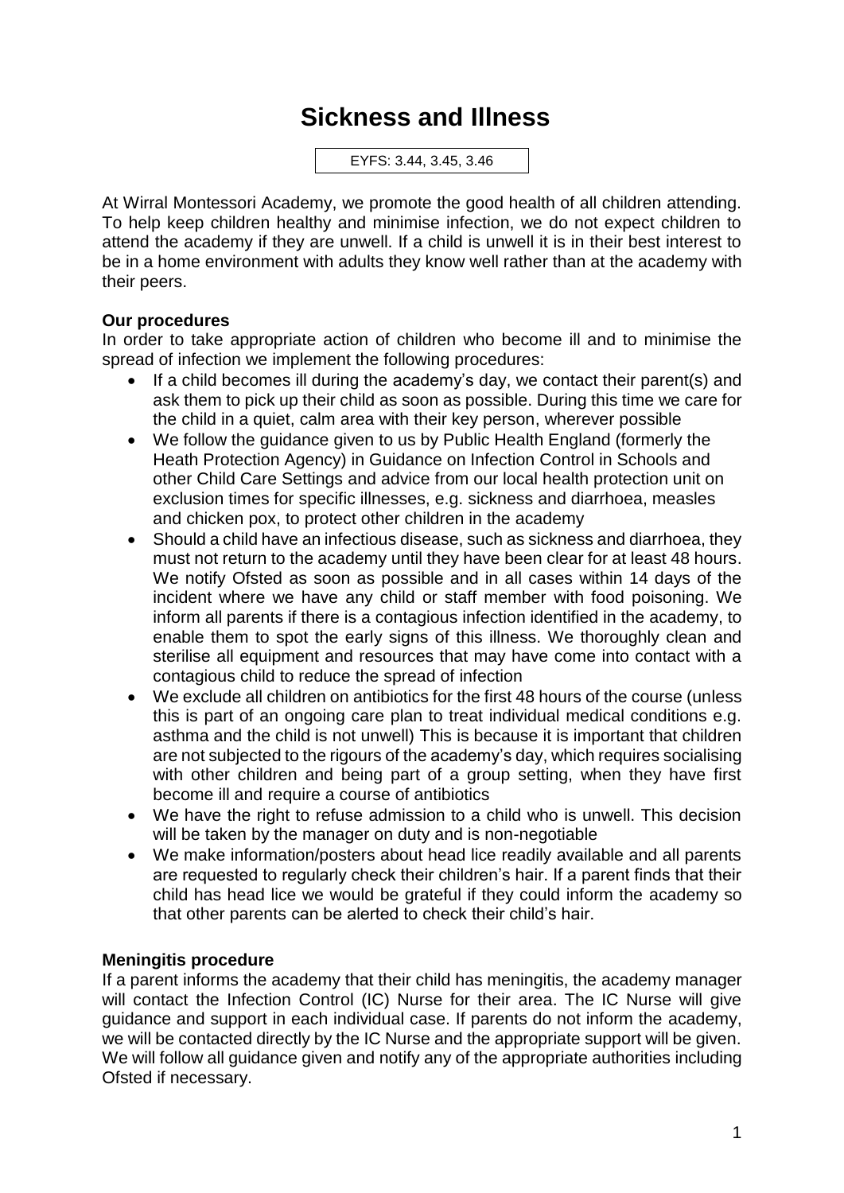# Sickness and Illness

EYFS: 3.44, 3.45, 3.46

At Wirral Montessori Academy, we promote the good health of all children attending. To help keep children healthy and minimise infection, we do not expect children to attend the academy if they are unwell. If a child is unwell it is in their best interest to be in a home environment with adults they know well rather than at the academy with their peers.

**Our procedures**

In order to take appropriate action of children who become ill and to minimise the spread of infection we implement the following procedures:

- If a child becomes ill during the academy's day, we contact their parent(s) and ask them to pick up their child as soon as possible. During this time we care for the child in a quiet, calm area with their key person, wherever possible
- We follow the guidance given to us by Public Health England (formerly the Heath Protection Agency) in Guidance on Infection Control in Schools and other Child Care Settings and advice from our local health protection unit on exclusion times for specific illnesses, e.g. sickness and diarrhoea, measles and chicken pox, to protect other children in the academy
- Should a child have an infectious disease, such as sickness and diarrhoea, they must not return to the academy until they have been clear for at least 48 hours. We notify Ofsted as soon as possible and in all cases within 14 days of the incident where we have any child or staff member with food poisoning. We inform all parents if there is a contagious infection identified in the academy, to enable them to spot the early signs of this illness. We thoroughly clean and sterilise all equipment and resources that may have come into contact with a contagious child to reduce the spread of infection
- We exclude all children on antibiotics for the first 48 hours of the course (unless this is part of an ongoing care plan to treat individual medical conditions e.g. asthma and the child is not unwell) This is because it is important that children are not subjected to the rigours of the academy's day, which requires socialising with other children and being part of a group setting, when they have first become ill and require a course of antibiotics
- We have the right to refuse admission to a child who is unwell. This decision will be taken by the manager on duty and is non-negotiable
- We make information/posters about head lice readily available and all parents are requested to regularly check their children's hair. If a parent finds that their child has head lice we would be grateful if they could inform the academy so that other parents can be alerted to check their child's hair.

**Meningitis procedure**

If a parent informs the academy that their child has meningitis, the academy manager will contact the Infection Control (IC) Nurse for their area. The IC Nurse will give guidance and support in each individual case. If parents do not inform the academy, we will be contacted directly by the IC Nurse and the appropriate support will be given. We will follow all guidance given and notify any of the appropriate authorities including Ofsted if necessary.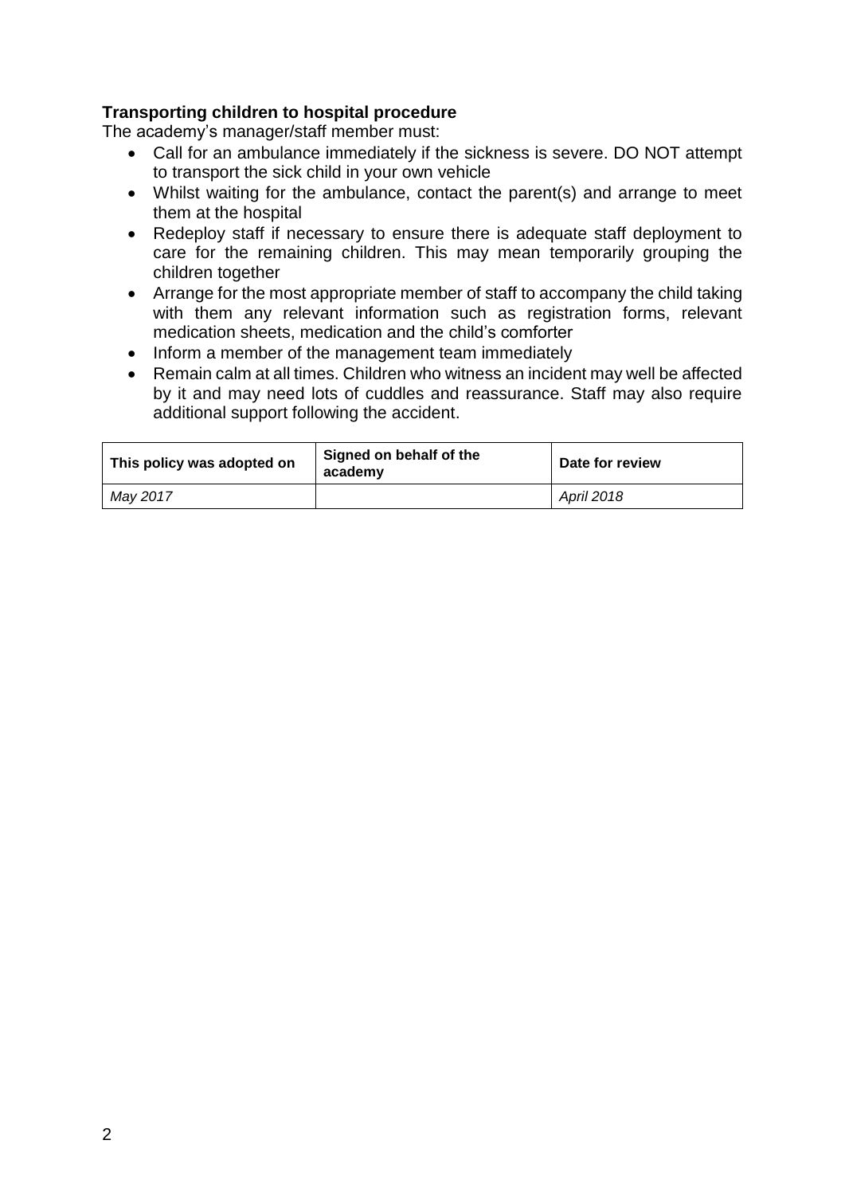**Transporting children to hospital procedure**

The academy's manager/staff member must:

- Call for an ambulance immediately if the sickness is severe. DO NOT attempt to transport the sick child in your own vehicle
- Whilst waiting for the ambulance, contact the parent(s) and arrange to meet them at the hospital
- Redeploy staff if necessary to ensure there is adequate staff deployment to care for the remaining children. This may mean temporarily grouping the children together
- Arrange for the most appropriate member of staff to accompany the child taking with them any relevant information such as registration forms, relevant medication sheets, medication and the child's comforter
- Inform a member of the management team immediately
- Remain calm at all times. Children who witness an incident may well be affected by it and may need lots of cuddles and reassurance. Staff may also require additional support following the accident.

| This policy was adopted on | Signed on behalf of the academy | Date for review |
|---|---|---|
| *May 2017* | | *April 2018* |